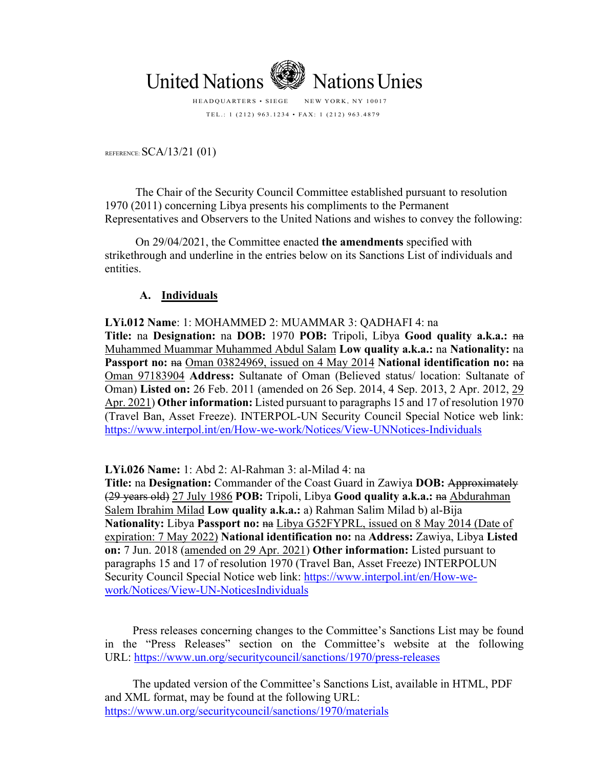United Nations Nations Unies

HEADQUARTERS • SIEGE NEW YORK, NY 10017

TEL.: 1 (212) 963.1234 • FAX: 1 (212) 963.4879

REFERENCE: SCA/13/21 (01)

The Chair of the Security Council Committee established pursuant to resolution 1970 (2011) concerning Libya presents his compliments to the Permanent Representatives and Observers to the United Nations and wishes to convey the following:

On 29/04/2021, the Committee enacted **the amendments** specified with strikethrough and underline in the entries below on its Sanctions List of individuals and entities.

## A. <u>Individuals</u>

**LYi.012 Name**: 1: MOHAMMED 2: MUAMMAR 3: QADHAFI 4: na
**Title:** na **Designation:** na **DOB:** 1970 **POB:** Tripoli, Libya **Good quality a.k.a.:** ~~na~~ <u>Muhammed Muammar Muhammed Abdul Salam</u> **Low quality a.k.a.:** na **Nationality:** na **Passport no:** ~~na~~ <u>Oman 03824969, issued on 4 May 2014</u> **National identification no:** ~~na~~ <u>Oman 97183904</u> **Address:** Sultanate of Oman (Believed status/ location: Sultanate of Oman) **Listed on:** 26 Feb. 2011 (amended on 26 Sep. 2014, 4 Sep. 2013, 2 Apr. 2012, <u>29 Apr. 2021</u>) **Other information:** Listed pursuant to paragraphs 15 and 17 of resolution 1970 (Travel Ban, Asset Freeze). INTERPOL-UN Security Council Special Notice web link: https://www.interpol.int/en/How-we-work/Notices/View-UNNotices-Individuals

**LYi.026 Name:** 1: Abd 2: Al-Rahman 3: al-Milad 4: na
**Title:** na **Designation:** Commander of the Coast Guard in Zawiya **DOB:** ~~Approximately (29 years old)~~ <u>27 July 1986</u> **POB:** Tripoli, Libya **Good quality a.k.a.:** ~~na~~ <u>Abdurahman Salem Ibrahim Milad</u> **Low quality a.k.a.:** a) Rahman Salim Milad b) al-Bija **Nationality:** Libya **Passport no:** ~~na~~ <u>Libya G52FYPRL, issued on 8 May 2014 (Date of expiration: 7 May 2022)</u> **National identification no:** na **Address:** Zawiya, Libya **Listed on:** 7 Jun. 2018 (<u>amended on 29 Apr. 2021</u>) **Other information:** Listed pursuant to paragraphs 15 and 17 of resolution 1970 (Travel Ban, Asset Freeze) INTERPOLUN Security Council Special Notice web link: https://www.interpol.int/en/How-we-work/Notices/View-UN-NoticesIndividuals

Press releases concerning changes to the Committee's Sanctions List may be found in the "Press Releases" section on the Committee's website at the following URL: https://www.un.org/securitycouncil/sanctions/1970/press-releases

The updated version of the Committee's Sanctions List, available in HTML, PDF and XML format, may be found at the following URL: https://www.un.org/securitycouncil/sanctions/1970/materials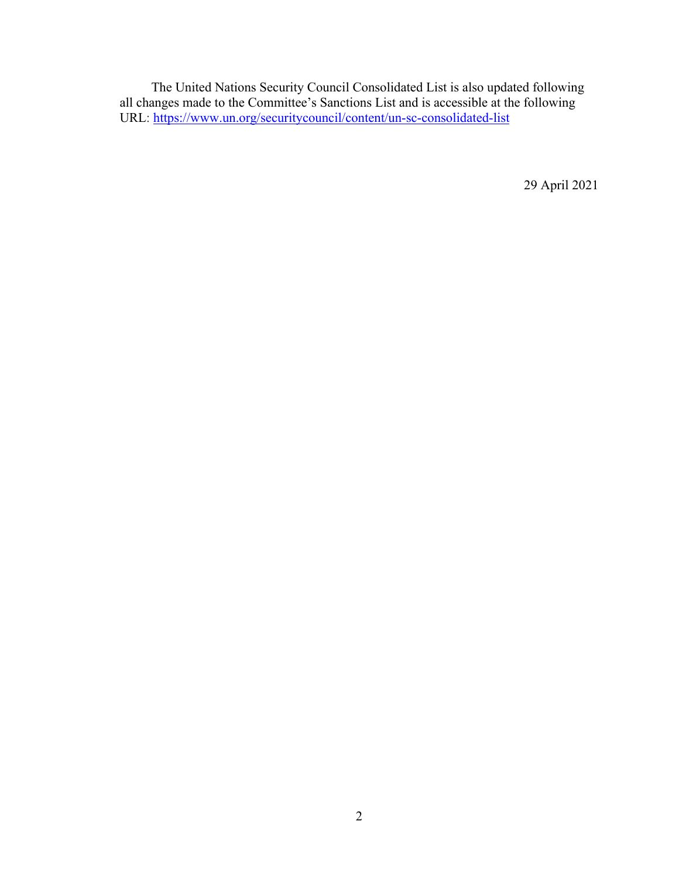The United Nations Security Council Consolidated List is also updated following all changes made to the Committee's Sanctions List and is accessible at the following URL: [https://www.un.org/securitycouncil/content/un-sc-consolidated-list](https://www.un.org/securitycouncil/content/un-sc-consolidated-list)

29 April 2021